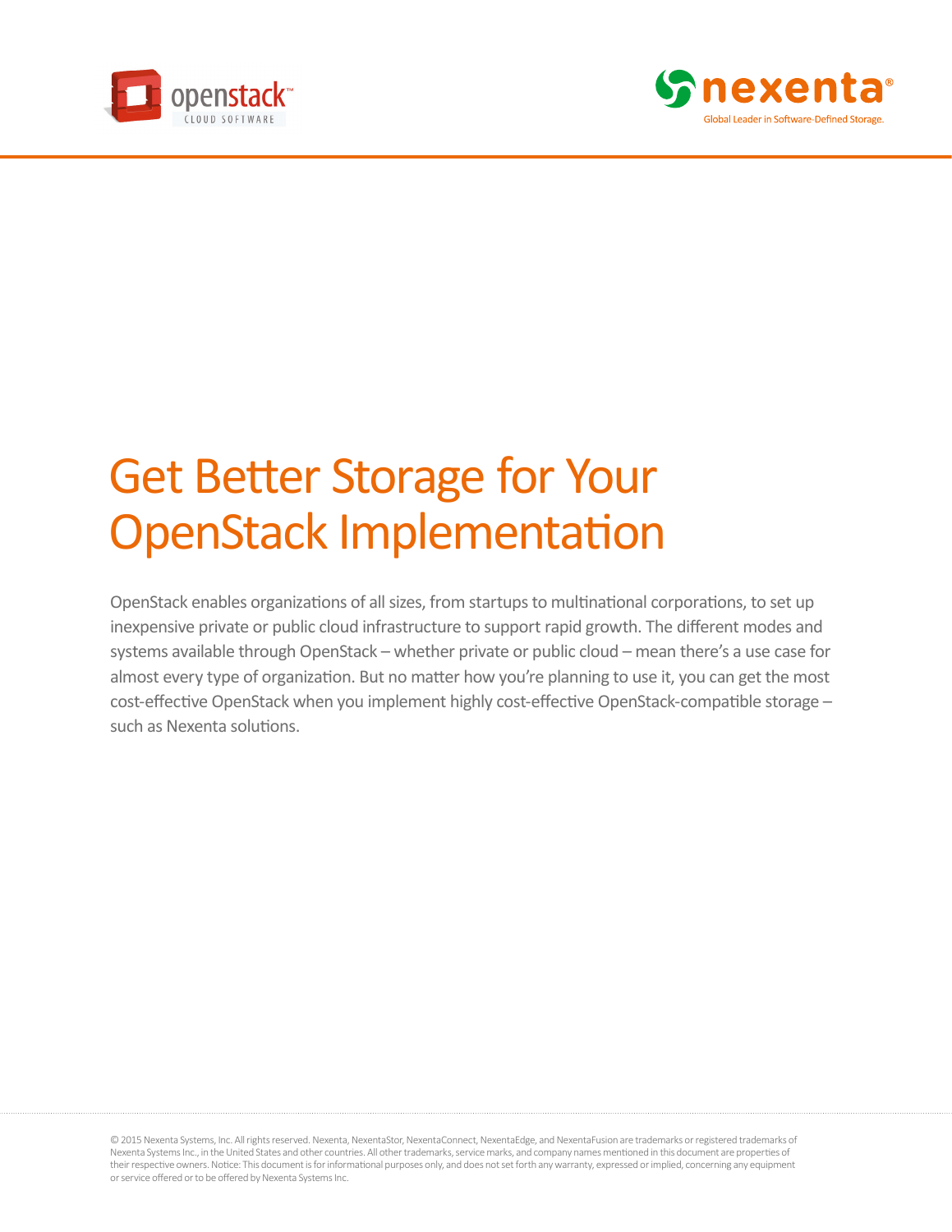# Get Better Storage for Your OpenStack Implementation

OpenStack enables organizations of all sizes, from startups to multinational corporations, to set up inexpensive private or public cloud infrastructure to support rapid growth. The different modes and systems available through OpenStack – whether private or public cloud – mean there's a use case for almost every type of organization. But no matter how you're planning to use it, you can get the most cost-effective OpenStack when you implement highly cost-effective OpenStack-compatible storage – such as Nexenta solutions.

© 2015 Nexenta Systems, Inc. All rights reserved. Nexenta, NexentaStor, NexentaConnect, NexentaEdge, and NexentaFusion are trademarks or registered trademarks of Nexenta Systems Inc., in the United States and other countries. All other trademarks, service marks, and company names mentioned in this document are properties of their respective owners. Notice: This document is for informational purposes only, and does not set forth any warranty, expressed or implied, concerning any equipment or service offered or to be offered by Nexenta Systems Inc.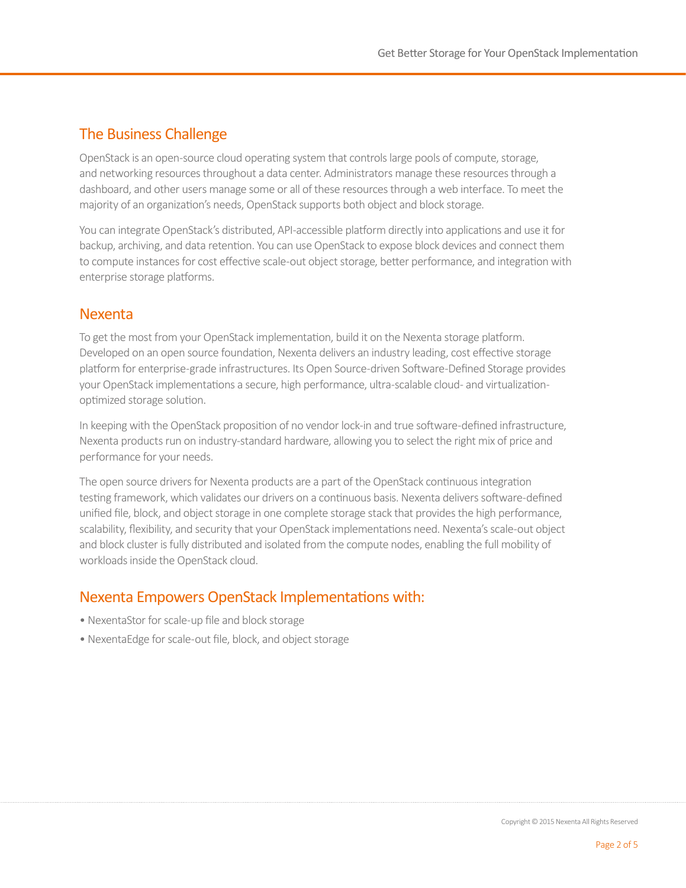## The Business Challenge

OpenStack is an open-source cloud operating system that controls large pools of compute, storage, and networking resources throughout a data center. Administrators manage these resources through a dashboard, and other users manage some or all of these resources through a web interface. To meet the majority of an organization's needs, OpenStack supports both object and block storage.

You can integrate OpenStack's distributed, API-accessible platform directly into applications and use it for backup, archiving, and data retention. You can use OpenStack to expose block devices and connect them to compute instances for cost effective scale-out object storage, better performance, and integration with enterprise storage platforms.

## Nexenta

To get the most from your OpenStack implementation, build it on the Nexenta storage platform. Developed on an open source foundation, Nexenta delivers an industry leading, cost effective storage platform for enterprise-grade infrastructures. Its Open Source-driven Software-Defined Storage provides your OpenStack implementations a secure, high performance, ultra-scalable cloud- and virtualization-optimized storage solution.

In keeping with the OpenStack proposition of no vendor lock-in and true software-defined infrastructure, Nexenta products run on industry-standard hardware, allowing you to select the right mix of price and performance for your needs.

The open source drivers for Nexenta products are a part of the OpenStack continuous integration testing framework, which validates our drivers on a continuous basis. Nexenta delivers software-defined unified file, block, and object storage in one complete storage stack that provides the high performance, scalability, flexibility, and security that your OpenStack implementations need. Nexenta's scale-out object and block cluster is fully distributed and isolated from the compute nodes, enabling the full mobility of workloads inside the OpenStack cloud.

## Nexenta Empowers OpenStack Implementations with:

- NexentaStor for scale-up file and block storage
- NexentaEdge for scale-out file, block, and object storage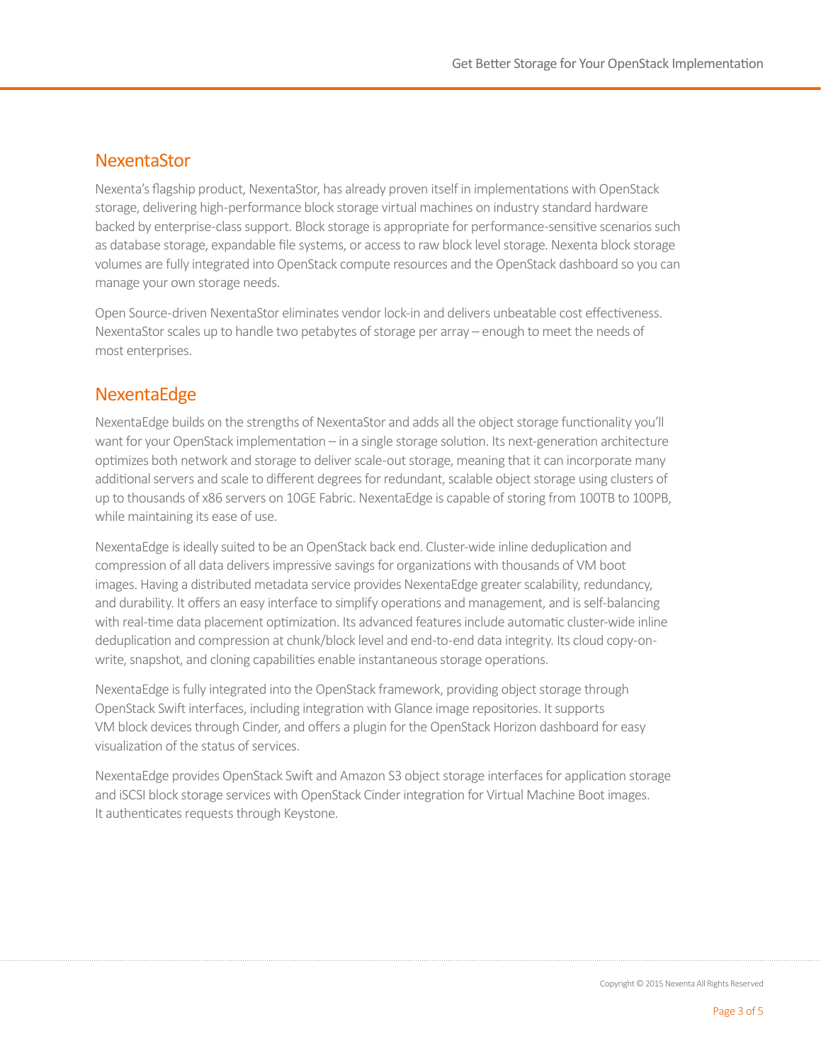## NexentaStor

Nexenta's flagship product, NexentaStor, has already proven itself in implementations with OpenStack storage, delivering high-performance block storage virtual machines on industry standard hardware backed by enterprise-class support. Block storage is appropriate for performance-sensitive scenarios such as database storage, expandable file systems, or access to raw block level storage. Nexenta block storage volumes are fully integrated into OpenStack compute resources and the OpenStack dashboard so you can manage your own storage needs.

Open Source-driven NexentaStor eliminates vendor lock-in and delivers unbeatable cost effectiveness. NexentaStor scales up to handle two petabytes of storage per array – enough to meet the needs of most enterprises.

## NexentaEdge

NexentaEdge builds on the strengths of NexentaStor and adds all the object storage functionality you'll want for your OpenStack implementation – in a single storage solution. Its next-generation architecture optimizes both network and storage to deliver scale-out storage, meaning that it can incorporate many additional servers and scale to different degrees for redundant, scalable object storage using clusters of up to thousands of x86 servers on 10GE Fabric. NexentaEdge is capable of storing from 100TB to 100PB, while maintaining its ease of use.

NexentaEdge is ideally suited to be an OpenStack back end. Cluster-wide inline deduplication and compression of all data delivers impressive savings for organizations with thousands of VM boot images. Having a distributed metadata service provides NexentaEdge greater scalability, redundancy, and durability. It offers an easy interface to simplify operations and management, and is self-balancing with real-time data placement optimization. Its advanced features include automatic cluster-wide inline deduplication and compression at chunk/block level and end-to-end data integrity. Its cloud copy-on-write, snapshot, and cloning capabilities enable instantaneous storage operations.

NexentaEdge is fully integrated into the OpenStack framework, providing object storage through OpenStack Swift interfaces, including integration with Glance image repositories. It supports VM block devices through Cinder, and offers a plugin for the OpenStack Horizon dashboard for easy visualization of the status of services.

NexentaEdge provides OpenStack Swift and Amazon S3 object storage interfaces for application storage and iSCSI block storage services with OpenStack Cinder integration for Virtual Machine Boot images. It authenticates requests through Keystone.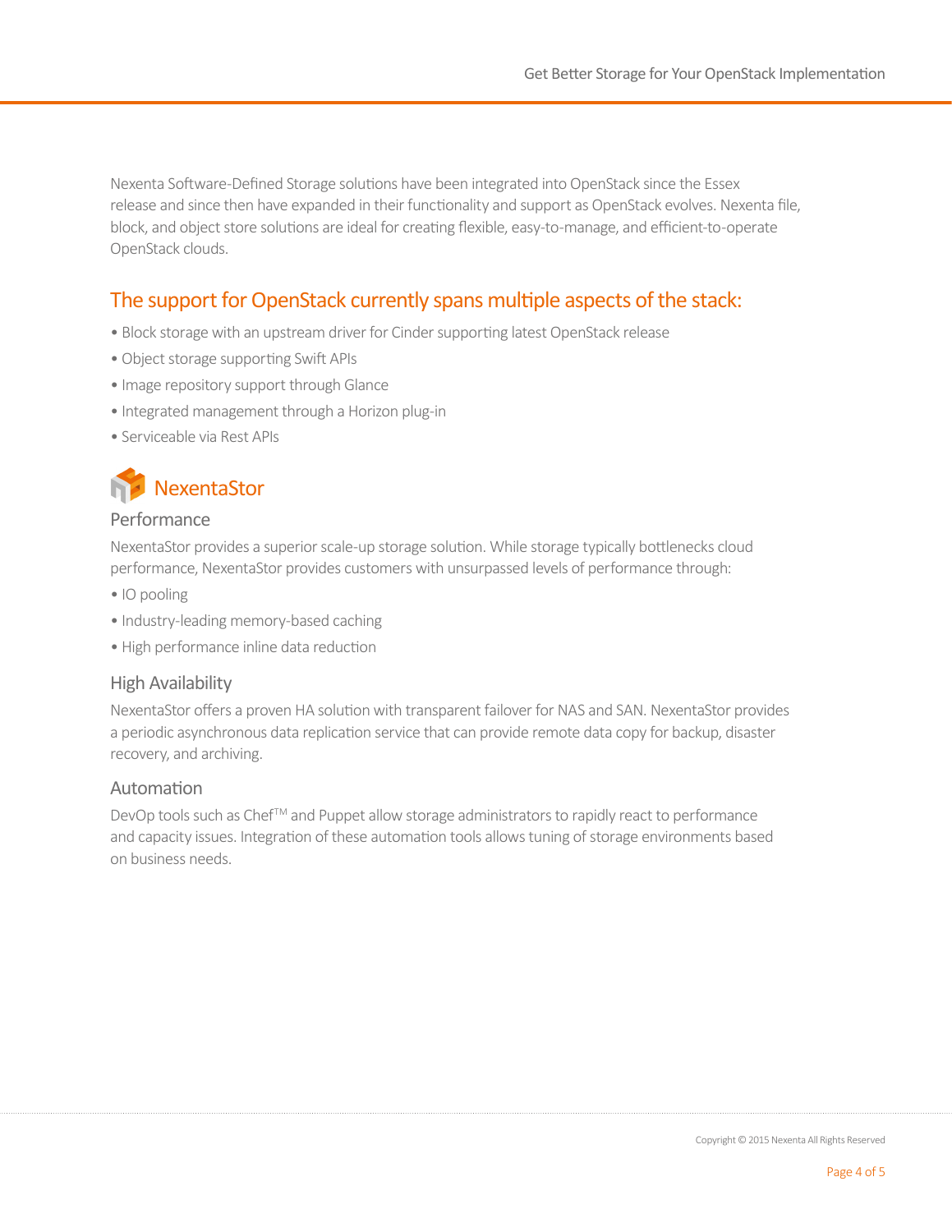Nexenta Software-Defined Storage solutions have been integrated into OpenStack since the Essex release and since then have expanded in their functionality and support as OpenStack evolves. Nexenta file, block, and object store solutions are ideal for creating flexible, easy-to-manage, and efficient-to-operate OpenStack clouds.

## The support for OpenStack currently spans multiple aspects of the stack:

- Block storage with an upstream driver for Cinder supporting latest OpenStack release
- Object storage supporting Swift APIs
- Image repository support through Glance
- Integrated management through a Horizon plug-in
- Serviceable via Rest APIs

## NexentaStor

### Performance

NexentaStor provides a superior scale-up storage solution. While storage typically bottlenecks cloud performance, NexentaStor provides customers with unsurpassed levels of performance through:

- IO pooling
- Industry-leading memory-based caching
- High performance inline data reduction

### High Availability

NexentaStor offers a proven HA solution with transparent failover for NAS and SAN. NexentaStor provides a periodic asynchronous data replication service that can provide remote data copy for backup, disaster recovery, and archiving.

### Automation

DevOp tools such as Chef™ and Puppet allow storage administrators to rapidly react to performance and capacity issues. Integration of these automation tools allows tuning of storage environments based on business needs.

Copyright © 2015 Nexenta All Rights Reserved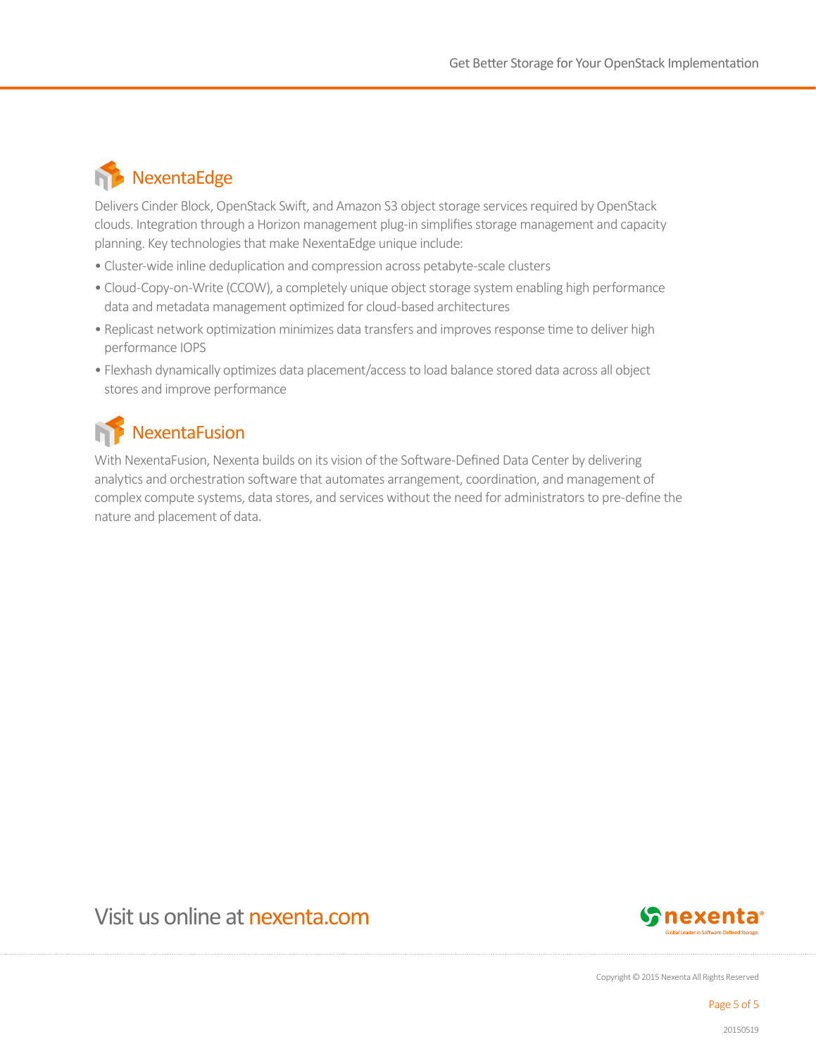## NexentaEdge

Delivers Cinder Block, OpenStack Swift, and Amazon S3 object storage services required by OpenStack clouds. Integration through a Horizon management plug-in simplifies storage management and capacity planning. Key technologies that make NexentaEdge unique include:

- Cluster-wide inline deduplication and compression across petabyte-scale clusters
- Cloud-Copy-on-Write (CCOW), a completely unique object storage system enabling high performance data and metadata management optimized for cloud-based architectures
- Replicast network optimization minimizes data transfers and improves response time to deliver high performance IOPS
- Flexhash dynamically optimizes data placement/access to load balance stored data across all object stores and improve performance

## NexentaFusion

With NexentaFusion, Nexenta builds on its vision of the Software-Defined Data Center by delivering analytics and orchestration software that automates arrangement, coordination, and management of complex compute systems, data stores, and services without the need for administrators to pre-define the nature and placement of data.

Visit us online at nexenta.com

nexenta®
Global Leader in Software-Defined Storage.

Copyright © 2015 Nexenta All Rights Reserved

20150519